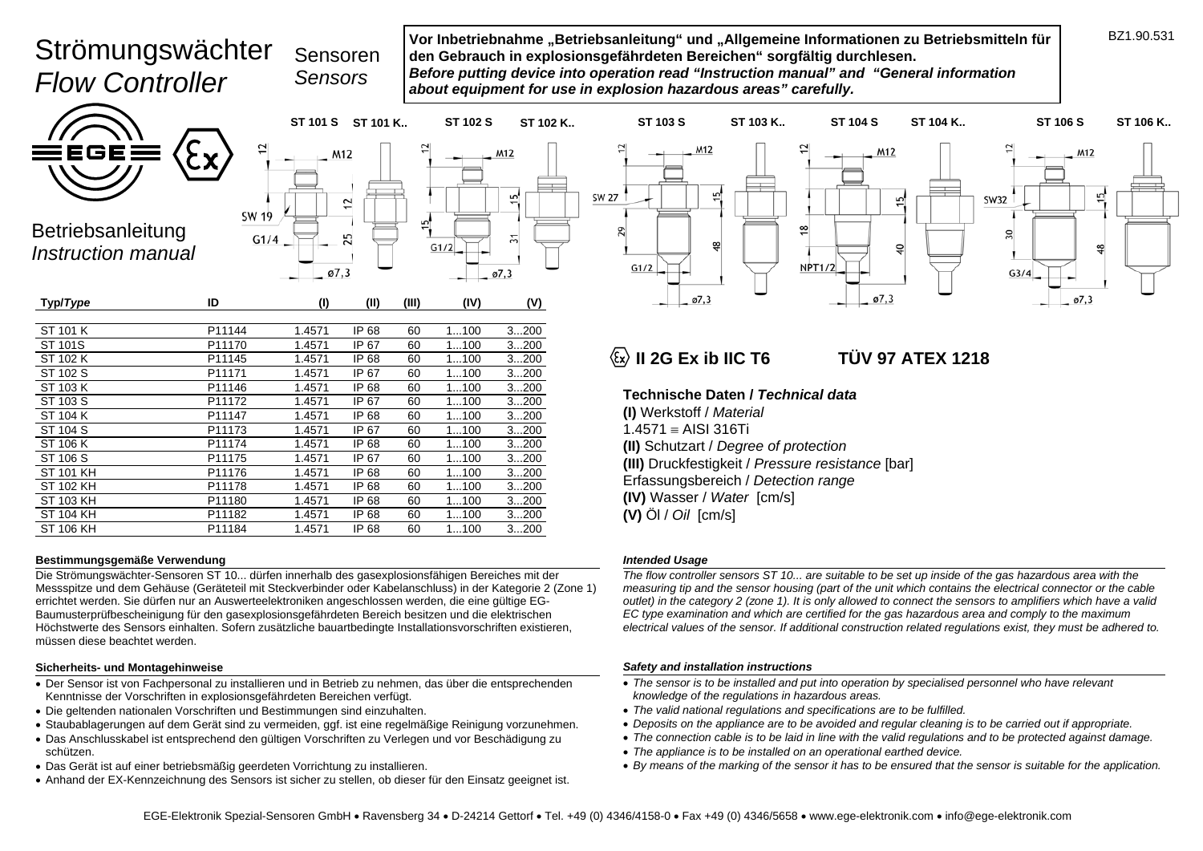# Strömungswächter *Flow Controller*

Sensoren *Sensors*

**Vor Inbetriebnahme „Betriebsanleitung" und „Allgemeine Informationen zu Betriebsmitteln für den Gebrauch in explosionsgefährdeten Bereichen" sorgfältig durchlesen.**
***Before putting device into operation read "Instruction manual" and "General information about equipment for use in explosion hazardous areas" carefully.***

BZ1.90.531

EGE

## Betriebsanleitung *Instruction manual*

ST 101 S | ST 101 K.. | ST 102 S | ST 102 K.. | ST 103 S | ST 103 K.. | ST 104 S | ST 104 K.. | ST 106 S | ST 106 K..

| Typ/*Type* | ID | (I) | (II) | (III) | (IV) | (V) |
|---|---|---|---|---|---|---|
| ST 101 K | P11144 | 1.4571 | IP 68 | 60 | 1...100 | 3...200 |
| ST 101S | P11170 | 1.4571 | IP 67 | 60 | 1...100 | 3...200 |
| ST 102 K | P11145 | 1.4571 | IP 68 | 60 | 1...100 | 3...200 |
| ST 102 S | P11171 | 1.4571 | IP 67 | 60 | 1...100 | 3...200 |
| ST 103 K | P11146 | 1.4571 | IP 68 | 60 | 1...100 | 3...200 |
| ST 103 S | P11172 | 1.4571 | IP 67 | 60 | 1...100 | 3...200 |
| ST 104 K | P11147 | 1.4571 | IP 68 | 60 | 1...100 | 3...200 |
| ST 104 S | P11173 | 1.4571 | IP 67 | 60 | 1...100 | 3...200 |
| ST 106 K | P11174 | 1.4571 | IP 68 | 60 | 1...100 | 3...200 |
| ST 106 S | P11175 | 1.4571 | IP 67 | 60 | 1...100 | 3...200 |
| ST 101 KH | P11176 | 1.4571 | IP 68 | 60 | 1...100 | 3...200 |
| ST 102 KH | P11178 | 1.4571 | IP 68 | 60 | 1...100 | 3...200 |
| ST 103 KH | P11180 | 1.4571 | IP 68 | 60 | 1...100 | 3...200 |
| ST 104 KH | P11182 | 1.4571 | IP 68 | 60 | 1...100 | 3...200 |
| ST 106 KH | P11184 | 1.4571 | IP 68 | 60 | 1...100 | 3...200 |

**Ex II 2G Ex ib IIC T6 TÜV 97 ATEX 1218**

**Technische Daten / *Technical data***

**(I)** Werkstoff / *Material*
1.4571 ≡ AISI 316Ti
**(II)** Schutzart / *Degree of protection*
**(III)** Druckfestigkeit / *Pressure resistance* [bar]
Erfassungsbereich / *Detection range*
**(IV)** Wasser / *Water* [cm/s]
**(V)** Öl / *Oil* [cm/s]

### Bestimmungsgemäße Verwendung

Die Strömungswächter-Sensoren ST 10... dürfen innerhalb des gasexplosionsfähigen Bereiches mit der Messspitze und dem Gehäuse (Geräteteil mit Steckverbinder oder Kabelanschluss) in der Kategorie 2 (Zone 1) errichtet werden. Sie dürfen nur an Auswerteelektroniken angeschlossen werden, die eine gültige EG-Baumusterprüfbescheinigung für den gasexplosionsgefährdeten Bereich besitzen und die elektrischen Höchstwerte des Sensors einhalten. Sofern zusätzliche bauartbedingte Installationsvorschriften existieren, müssen diese beachtet werden.

### Sicherheits- und Montagehinweise

- Der Sensor ist von Fachpersonal zu installieren und in Betrieb zu nehmen, das über die entsprechenden Kenntnisse der Vorschriften in explosionsgefährdeten Bereichen verfügt.
- Die geltenden nationalen Vorschriften und Bestimmungen sind einzuhalten.
- Staubablagerungen auf dem Gerät sind zu vermeiden, ggf. ist eine regelmäßige Reinigung vorzunehmen.
- Das Anschlusskabel ist entsprechend den gültigen Vorschriften zu Verlegen und vor Beschädigung zu schützen.
- Das Gerät ist auf einer betriebsmäßig geerdeten Vorrichtung zu installieren.
- Anhand der EX-Kennzeichnung des Sensors ist sicher zu stellen, ob dieser für den Einsatz geeignet ist.

### *Intended Usage*

*The flow controller sensors ST 10... are suitable to be set up inside of the gas hazardous area with the measuring tip and the sensor housing (part of the unit which contains the electrical connector or the cable outlet) in the category 2 (zone 1). It is only allowed to connect the sensors to amplifiers which have a valid EC type examination and which are certified for the gas hazardous area and comply to the maximum electrical values of the sensor. If additional construction related regulations exist, they must be adhered to.*

### *Safety and installation instructions*

- *The sensor is to be installed and put into operation by specialised personnel who have relevant knowledge of the regulations in hazardous areas.*
- *The valid national regulations and specifications are to be fulfilled.*
- *Deposits on the appliance are to be avoided and regular cleaning is to be carried out if appropriate.*
- *The connection cable is to be laid in line with the valid regulations and to be protected against damage.*
- *The appliance is to be installed on an operational earthed device.*
- *By means of the marking of the sensor it has to be ensured that the sensor is suitable for the application.*

EGE-Elektronik Spezial-Sensoren GmbH • Ravensberg 34 • D-24214 Gettorf • Tel. +49 (0) 4346/4158-0 • Fax +49 (0) 4346/5658 • www.ege-elektronik.com • info@ege-elektronik.com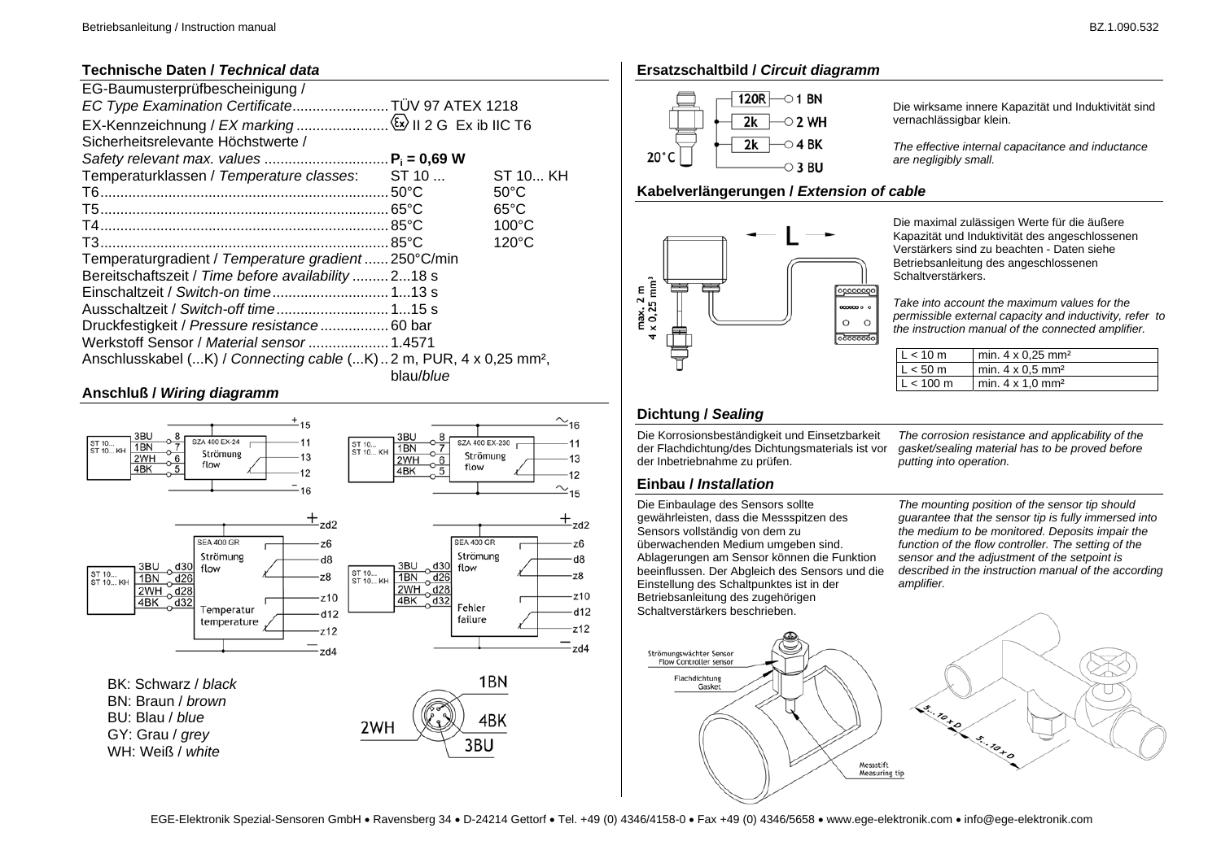## Technische Daten / *Technical data*

| | | |
|---|---|---|
| EG-Baumusterprüfbescheinigung / *EC Type Examination Certificate* | TÜV 97 ATEX 1218 | |
| EX-Kennzeichnung / *EX marking* | Ex II 2 G Ex ib IIC T6 | |
| Sicherheitsrelevante Höchstwerte / *Safety relevant max. values* | **$P_i$ = 0,69 W** | |
| Temperaturklassen / *Temperature classes*: | ST 10 ... | ST 10... KH |
| T6 | 50°C | 50°C |
| T5 | 65°C | 65°C |
| T4 | 85°C | 100°C |
| T3 | 85°C | 120°C |
| Temperaturgradient / *Temperature gradient* | 250°C/min | |
| Bereitschaftszeit / *Time before availability* | 2...18 s | |
| Einschaltzeit / *Switch-on time* | 1...13 s | |
| Ausschaltzeit / *Switch-off time* | 1...15 s | |
| Druckfestigkeit / *Pressure resistance* | 60 bar | |
| Werkstoff Sensor / *Material sensor* | 1.4571 | |
| Anschlusskabel (...K) / *Connecting cable* (...K) | 2 m, PUR, 4 x 0,25 mm², blau/*blue* | |

## Anschluß / *Wiring diagramm*

ST 10... ST 10... KH
3BU 8, 1BN 7, 2WH 6, 4BK 5
SZA 400 EX-24
Strömung flow
+15, 11, 13, 12, −16

ST 10... ST 10... KH
3BU 8, 1BN 7, 2WH 6, 4BK 5
SZA 400 EX-230
Strömung flow
~16, 11, 13, 12, ~15

ST 10... ST 10... KH
3BU d30, 1BN d26, 2WH d28, 4BK d32
SEA 400 GR
Strömung flow
Temperatur temperature
+zd2, z6, d8, z8, z10, d12, z12, −zd4

ST 10... ST 10... KH
3BU d30, 1BN d26, 2WH d28, 4BK d32
SEA 400 GR
Strömung flow
Fehler failure
+zd2, z6, d8, z8, z10, d12, z12, −zd4

BK: Schwarz / *black*
BN: Braun / *brown*
BU: Blau / *blue*
GY: Grau / *grey*
WH: Weiß / *white*

1BN, 2WH, 4BK, 3BU

## Ersatzschaltbild / *Circuit diagramm*

120R — 1 BN
2k — 2 WH
2k — 4 BK
20°C — 3 BU

Die wirksame innere Kapazität und Induktivität sind vernachlässigbar klein.

*The effective internal capacitance and inductance are negligibly small.*

## Kabelverlängerungen / *Extension of cable*

L
max. 2 m 4 x 0,25 mm²

Die maximal zulässigen Werte für die äußere Kapazität und Induktivität des angeschlossenen Verstärkers sind zu beachten - Daten siehe Betriebsanleitung des angeschlossenen Schaltverstärkers.

*Take into account the maximum values for the permissible external capacity and inductivity, refer to the instruction manual of the connected amplifier.*

| | |
|---|---|
| L < 10 m | min. 4 x 0,25 mm² |
| L < 50 m | min. 4 x 0,5 mm² |
| L < 100 m | min. 4 x 1,0 mm² |

## Dichtung / *Sealing*

Die Korrosionsbeständigkeit und Einsetzbarkeit der Flachdichtung/des Dichtungsmaterials ist vor der Inbetriebnahme zu prüfen.

*The corrosion resistance and applicability of the gasket/sealing material has to be proved before putting into operation.*

## Einbau / *Installation*

Die Einbaulage des Sensors sollte gewährleisten, dass die Messspitzen des Sensors vollständig von dem zu überwachenden Medium umgeben sind. Ablagerungen am Sensor können die Funktion beeinflussen. Der Abgleich des Sensors und die Einstellung des Schaltpunktes ist in der Betriebsanleitung des zugehörigen Schaltverstärkers beschrieben.

*The mounting position of the sensor tip should guarantee that the sensor tip is fully immersed into the medium to be monitored. Deposits impair the function of the flow controller. The setting of the sensor and the adjustment of the setpoint is described in the instruction manual of the according amplifier.*

Strömungswächter Sensor
Flow Controller sensor
Flachdichtung
Gasket
Messstift
Measuring tip
5...10 x D
5...10 x D

EGE-Elektronik Spezial-Sensoren GmbH • Ravensberg 34 • D-24214 Gettorf • Tel. +49 (0) 4346/4158-0 • Fax +49 (0) 4346/5658 • www.ege-elektronik.com • info@ege-elektronik.com